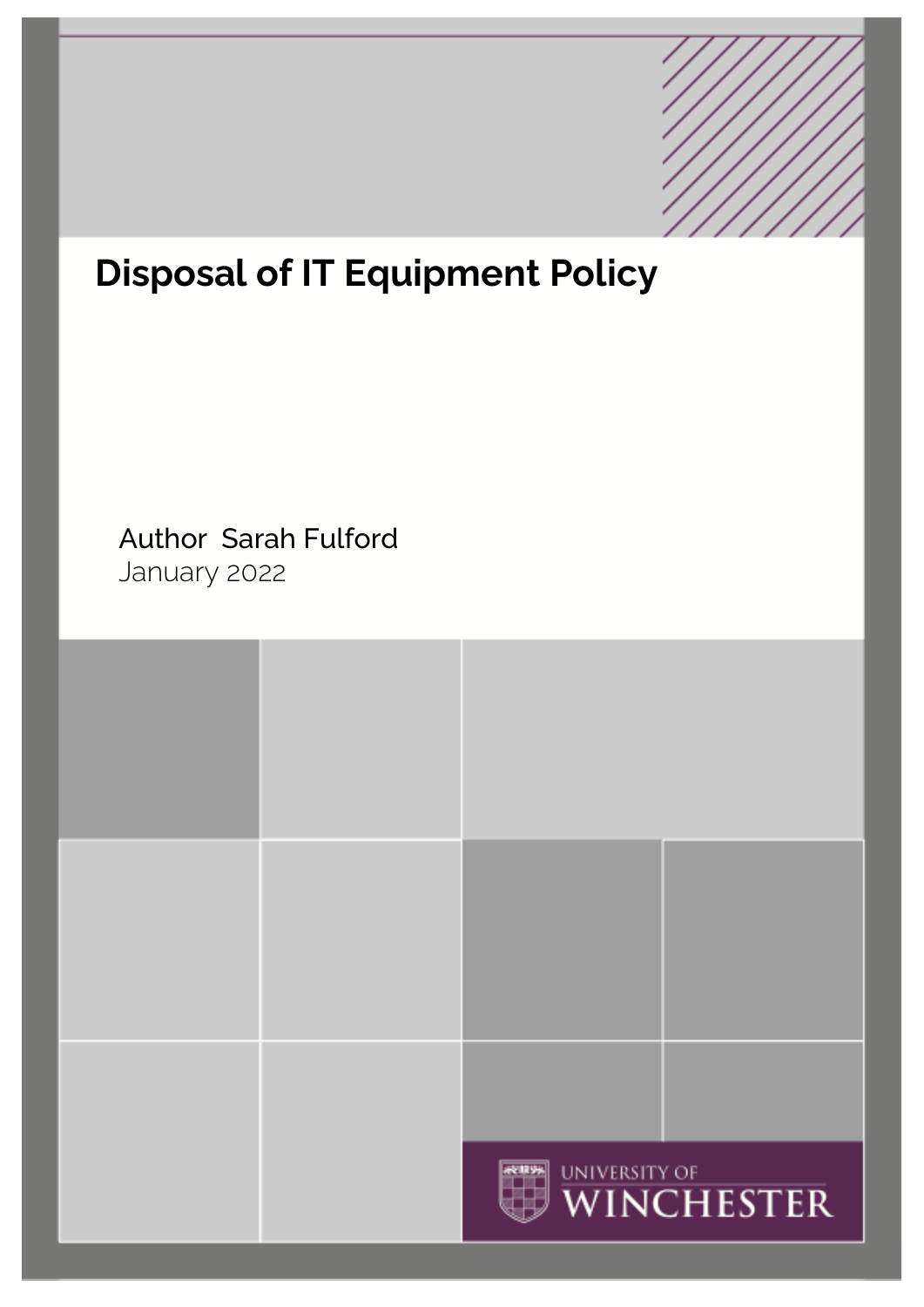# Disposal of IT Equipment Policy

Author Sarah Fulford
January 2022

UNIVERSITY OF WINCHESTER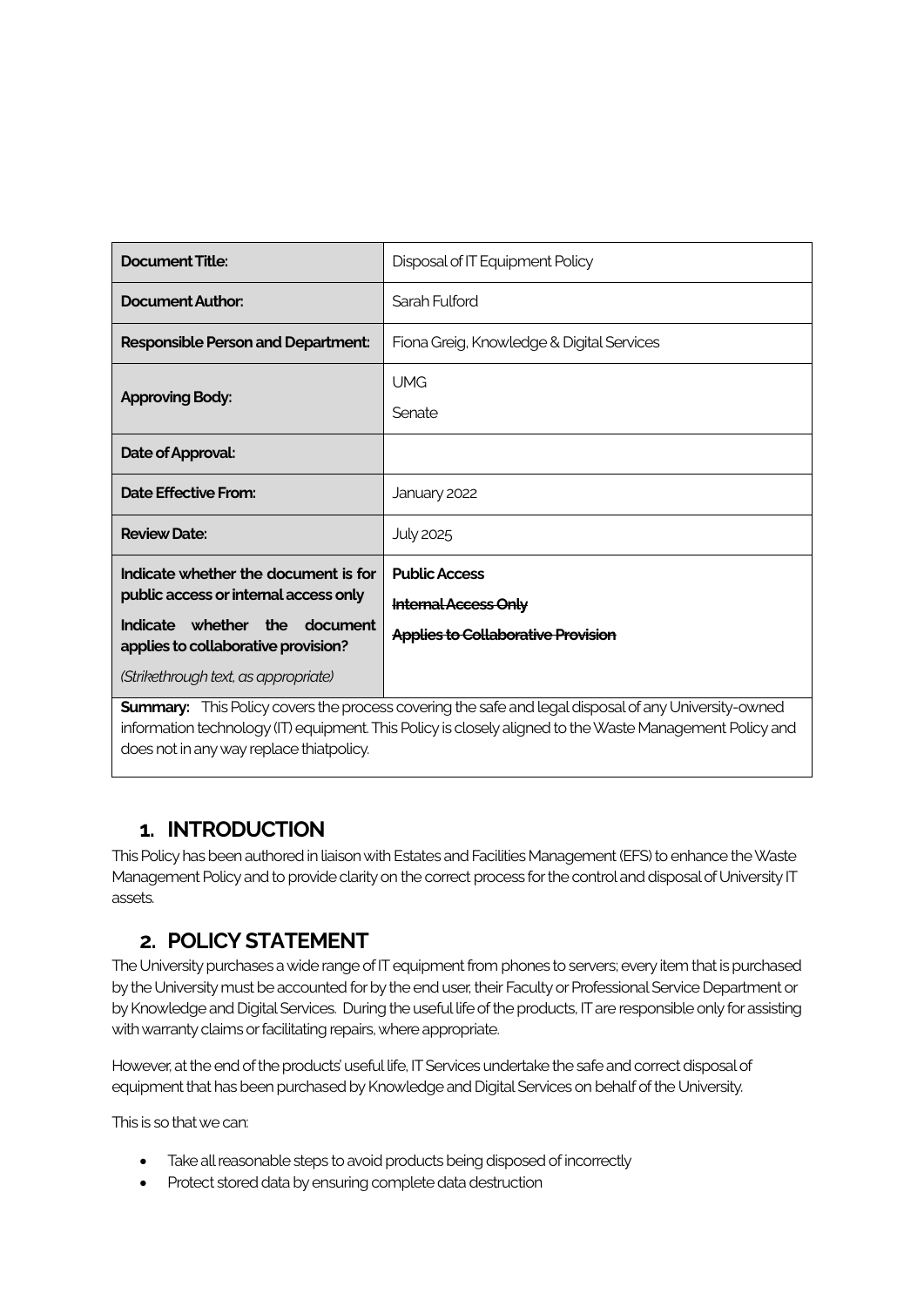| **Document Title:** | Disposal of IT Equipment Policy |
|---|---|
| **Document Author:** | Sarah Fulford |
| **Responsible Person and Department:** | Fiona Greig, Knowledge & Digital Services |
| **Approving Body:** | UMG<br>Senate |
| **Date of Approval:** | |
| **Date Effective From:** | January 2022 |
| **Review Date:** | July 2025 |
| **Indicate whether the document is for public access or internal access only**<br>**Indicate whether the document applies to collaborative provision?**<br>*(Strikethrough text, as appropriate)* | **Public Access**<br>~~**Internal Access Only**~~<br>~~**Applies to Collaborative Provision**~~ |
| **Summary:** This Policy covers the process covering the safe and legal disposal of any University-owned information technology (IT) equipment. This Policy is closely aligned to the Waste Management Policy and does not in any way replace thiatpolicy. | |

## 1. INTRODUCTION

This Policy has been authored in liaison with Estates and Facilities Management (EFS) to enhance the Waste Management Policy and to provide clarity on the correct process for the control and disposal of University IT assets.

## 2. POLICY STATEMENT

The University purchases a wide range of IT equipment from phones to servers; every item that is purchased by the University must be accounted for by the end user, their Faculty or Professional Service Department or by Knowledge and Digital Services. During the useful life of the products, IT are responsible only for assisting with warranty claims or facilitating repairs, where appropriate.

However, at the end of the products' useful life, IT Services undertake the safe and correct disposal of equipment that has been purchased by Knowledge and Digital Services on behalf of the University.

This is so that we can:

- Take all reasonable steps to avoid products being disposed of incorrectly
- Protect stored data by ensuring complete data destruction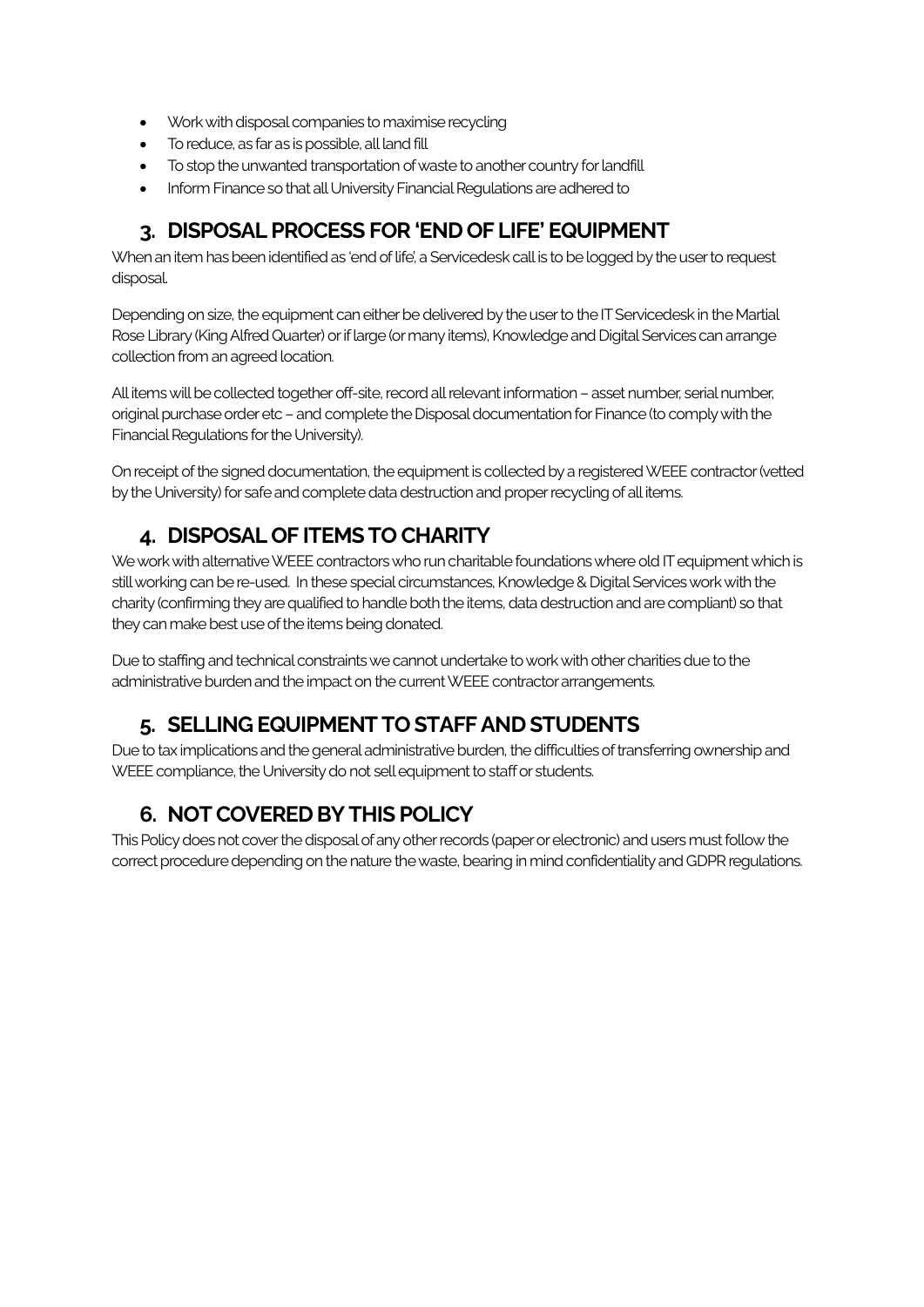- Work with disposal companies to maximise recycling
- To reduce, as far as is possible, all land fill
- To stop the unwanted transportation of waste to another country for landfill
- Inform Finance so that all University Financial Regulations are adhered to

## 3. DISPOSAL PROCESS FOR 'END OF LIFE' EQUIPMENT

When an item has been identified as 'end of life', a Servicedesk call is to be logged by the user to request disposal.

Depending on size, the equipment can either be delivered by the user to the IT Servicedesk in the Martial Rose Library (King Alfred Quarter) or if large (or many items), Knowledge and Digital Services can arrange collection from an agreed location.

All items will be collected together off-site, record all relevant information – asset number, serial number, original purchase order etc – and complete the Disposal documentation for Finance (to comply with the Financial Regulations for the University).

On receipt of the signed documentation, the equipment is collected by a registered WEEE contractor (vetted by the University) for safe and complete data destruction and proper recycling of all items.

## 4. DISPOSAL OF ITEMS TO CHARITY

We work with alternative WEEE contractors who run charitable foundations where old IT equipment which is still working can be re-used. In these special circumstances, Knowledge & Digital Services work with the charity (confirming they are qualified to handle both the items, data destruction and are compliant) so that they can make best use of the items being donated.

Due to staffing and technical constraints we cannot undertake to work with other charities due to the administrative burden and the impact on the current WEEE contractor arrangements.

## 5. SELLING EQUIPMENT TO STAFF AND STUDENTS

Due to tax implications and the general administrative burden, the difficulties of transferring ownership and WEEE compliance, the University do not sell equipment to staff or students.

## 6. NOT COVERED BY THIS POLICY

This Policy does not cover the disposal of any other records (paper or electronic) and users must follow the correct procedure depending on the nature the waste, bearing in mind confidentiality and GDPR regulations.